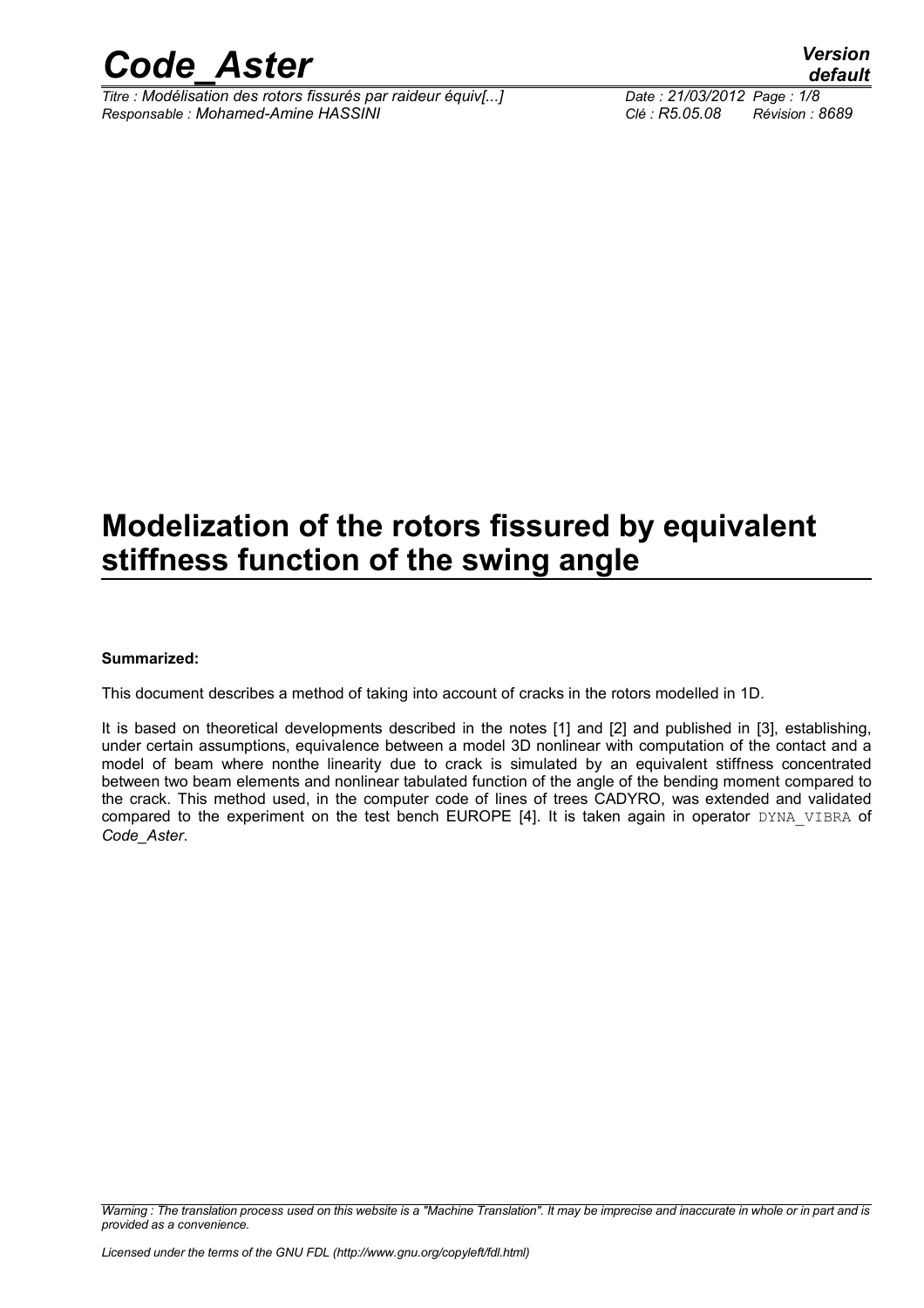# Modelization of the rotors fissured by equivalent stiffness function of the swing angle

**Summarized:**

This document describes a method of taking into account of cracks in the rotors modelled in 1D.

It is based on theoretical developments described in the notes [1] and [2] and published in [3], establishing, under certain assumptions, equivalence between a model 3D nonlinear with computation of the contact and a model of beam where nonthe linearity due to crack is simulated by an equivalent stiffness concentrated between two beam elements and nonlinear tabulated function of the angle of the bending moment compared to the crack. This method used, in the computer code of lines of trees CADYRO, was extended and validated compared to the experiment on the test bench EUROPE [4]. It is taken again in operator DYNA_VIBRA of *Code_Aster*.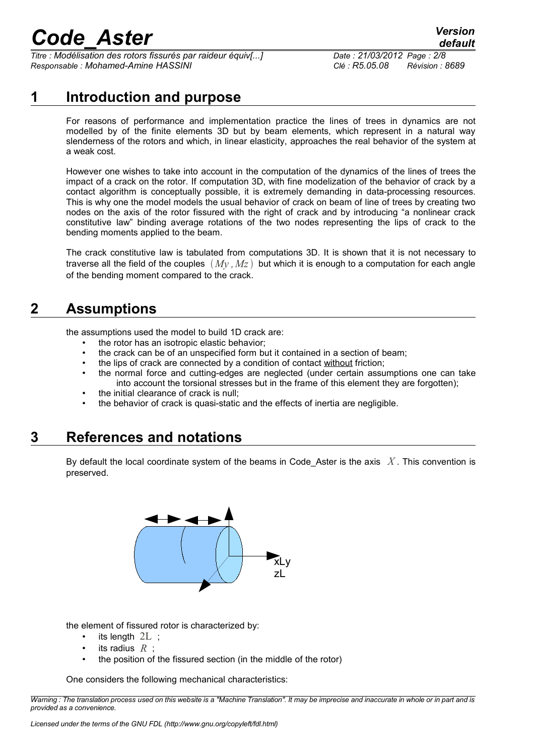## 1 Introduction and purpose

For reasons of performance and implementation practice the lines of trees in dynamics are not modelled by of the finite elements 3D but by beam elements, which represent in a natural way slenderness of the rotors and which, in linear elasticity, approaches the real behavior of the system at a weak cost.

However one wishes to take into account in the computation of the dynamics of the lines of trees the impact of a crack on the rotor. If computation 3D, with fine modelization of the behavior of crack by a contact algorithm is conceptually possible, it is extremely demanding in data-processing resources. This is why one the model models the usual behavior of crack on beam of line of trees by creating two nodes on the axis of the rotor fissured with the right of crack and by introducing "a nonlinear crack constitutive law" binding average rotations of the two nodes representing the lips of crack to the bending moments applied to the beam.

The crack constitutive law is tabulated from computations 3D. It is shown that it is not necessary to traverse all the field of the couples $(My, Mz)$ but which it is enough to a computation for each angle of the bending moment compared to the crack.

## 2 Assumptions

the assumptions used the model to build 1D crack are:

- the rotor has an isotropic elastic behavior;
- the crack can be of an unspecified form but it contained in a section of beam;
- the lips of crack are connected by a condition of contact without friction;
- the normal force and cutting-edges are neglected (under certain assumptions one can take into account the torsional stresses but in the frame of this element they are forgotten);
- the initial clearance of crack is null;
- the behavior of crack is quasi-static and the effects of inertia are negligible.

## 3 References and notations

By default the local coordinate system of the beams in Code_Aster is the axis $X$. This convention is preserved.

xLy
zL

the element of fissured rotor is characterized by:

- its length $2L$ ;
- its radius $R$ ;
- the position of the fissured section (in the middle of the rotor)

One considers the following mechanical characteristics: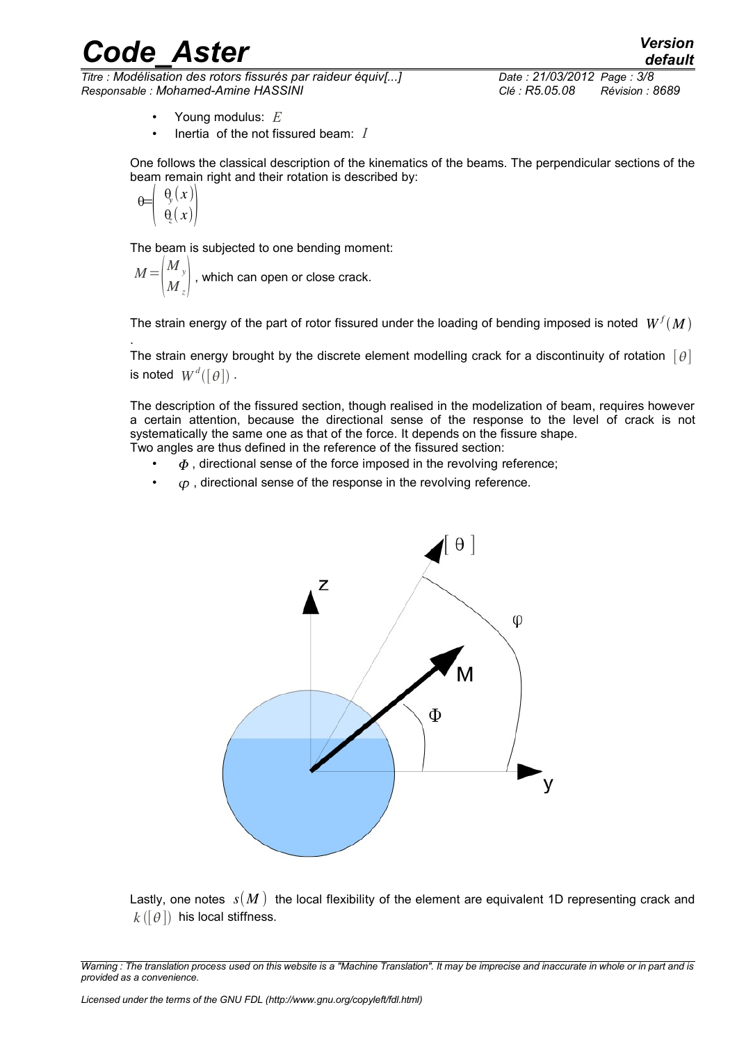- Young modulus: $E$
- Inertia of the not fissured beam: $I$

One follows the classical description of the kinematics of the beams. The perpendicular sections of the beam remain right and their rotation is described by:

$$\theta = \begin{pmatrix} \theta_y(x) \\ \theta_z(x) \end{pmatrix}$$

The beam is subjected to one bending moment:

$M = \begin{pmatrix} M_y \\ M_z \end{pmatrix}$, which can open or close crack.

The strain energy of the part of rotor fissured under the loading of bending imposed is noted $W^f(M)$ .

The strain energy brought by the discrete element modelling crack for a discontinuity of rotation $[\theta]$ is noted $W^d([\theta])$ .

The description of the fissured section, though realised in the modelization of beam, requires however a certain attention, because the directional sense of the response to the level of crack is not systematically the same one as that of the force. It depends on the fissure shape.

Two angles are thus defined in the reference of the fissured section:

- $\Phi$ , directional sense of the force imposed in the revolving reference;
- $\varphi$ , directional sense of the response in the revolving reference.

Lastly, one notes $s(M)$ the local flexibility of the element are equivalent 1D representing crack and $k([\theta])$ his local stiffness.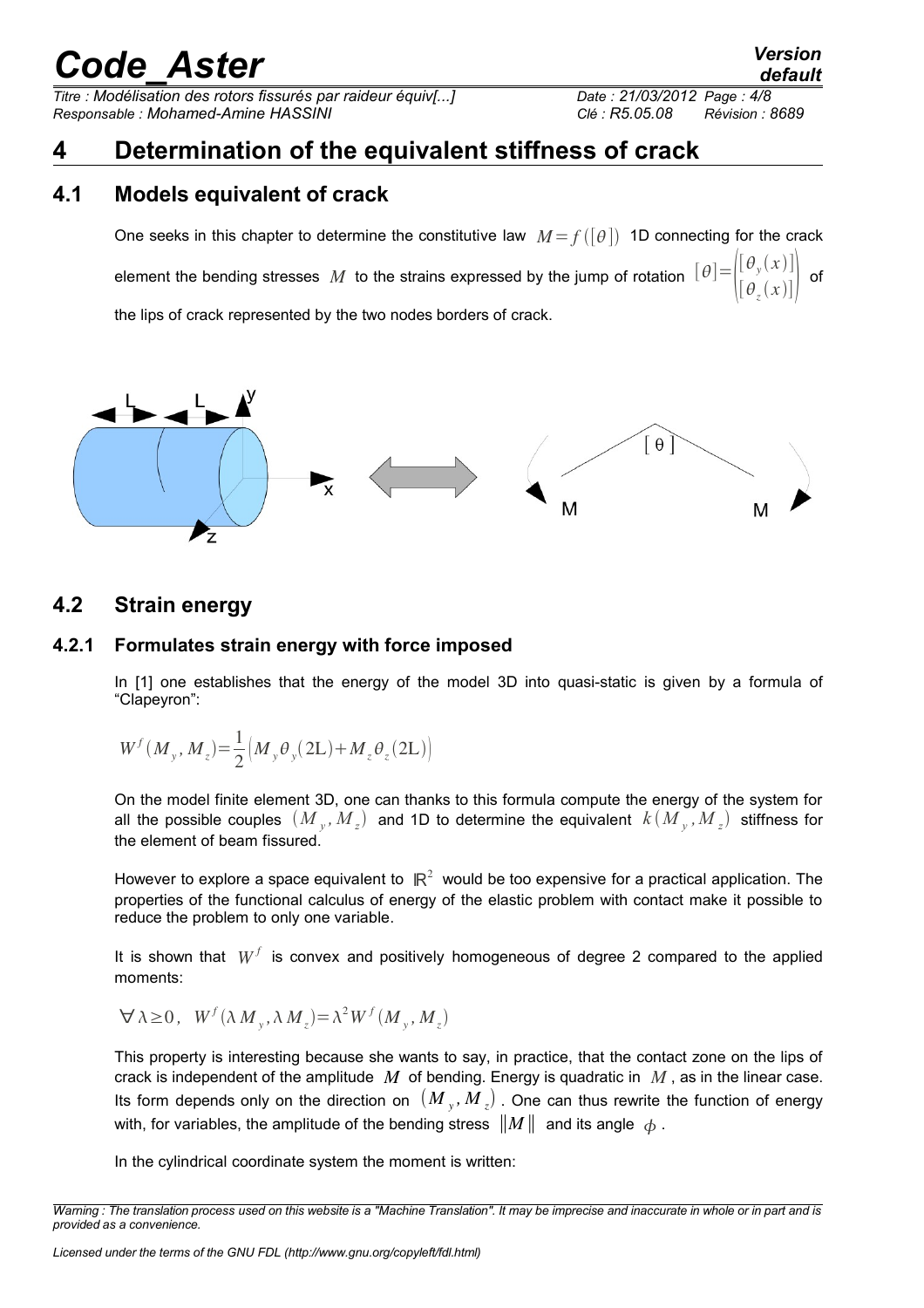# 4 Determination of the equivalent stiffness of crack

## 4.1 Models equivalent of crack

One seeks in this chapter to determine the constitutive law $M=f([\theta])$ 1D connecting for the crack element the bending stresses $M$ to the strains expressed by the jump of rotation $[\theta]=\begin{pmatrix}[\theta_y(x)]\\ [\theta_z(x)]\end{pmatrix}$ of the lips of crack represented by the two nodes borders of crack.

## 4.2 Strain energy

### 4.2.1 Formulates strain energy with force imposed

In [1] one establishes that the energy of the model 3D into quasi-static is given by a formula of "Clapeyron":

$$W^f(M_y, M_z)=\frac{1}{2}\left(M_y\theta_y(2\mathrm{L})+M_z\theta_z(2\mathrm{L})\right)$$

On the model finite element 3D, one can thanks to this formula compute the energy of the system for all the possible couples $(M_y, M_z)$ and 1D to determine the equivalent $k(M_y, M_z)$ stiffness for the element of beam fissured.

However to explore a space equivalent to $\mathbb{R}^2$ would be too expensive for a practical application. The properties of the functional calculus of energy of the elastic problem with contact make it possible to reduce the problem to only one variable.

It is shown that $W^f$ is convex and positively homogeneous of degree 2 compared to the applied moments:

$$\forall\lambda\geq 0,\ \ W^f(\lambda M_y, \lambda M_z)=\lambda^2 W^f(M_y, M_z)$$

This property is interesting because she wants to say, in practice, that the contact zone on the lips of crack is independent of the amplitude $M$ of bending. Energy is quadratic in $M$, as in the linear case. Its form depends only on the direction on $(M_y, M_z)$. One can thus rewrite the function of energy with, for variables, the amplitude of the bending stress $\|M\|$ and its angle $\phi$.

In the cylindrical coordinate system the moment is written: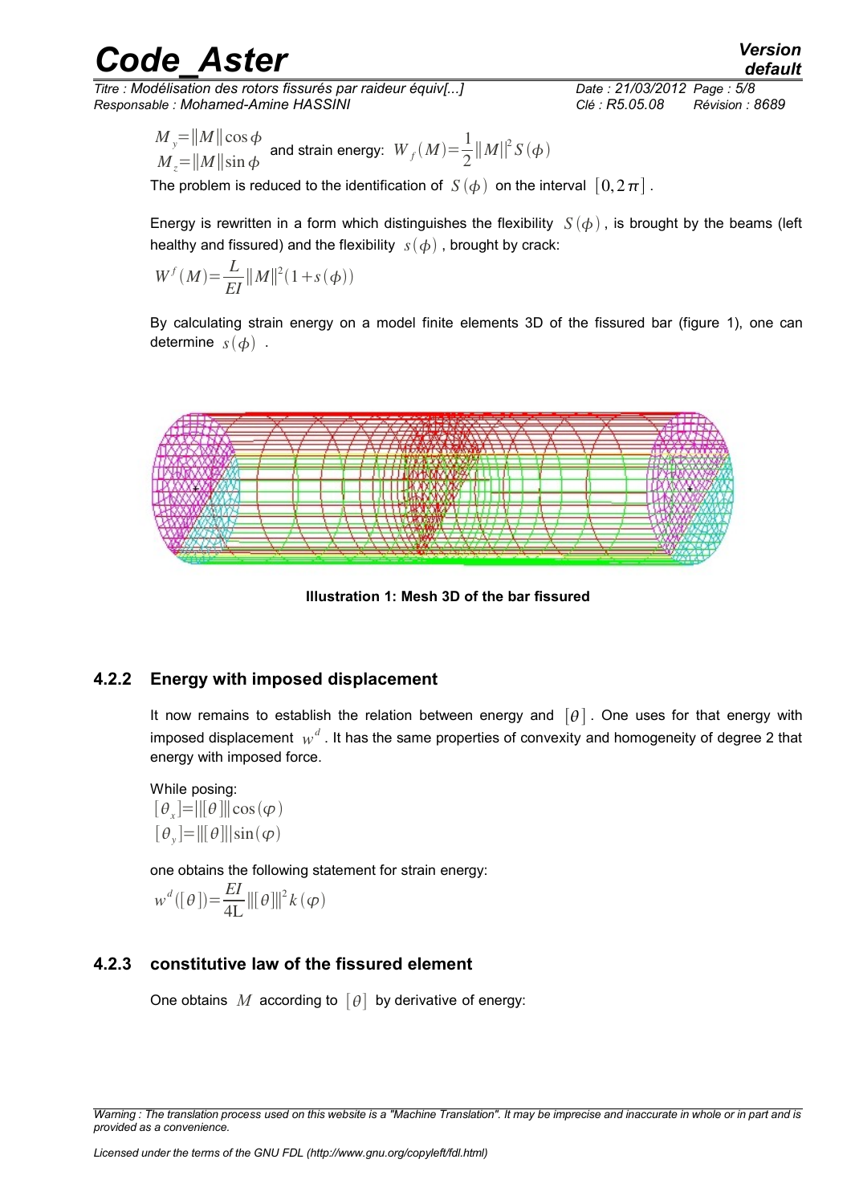$$M_y = \|M\| \cos \phi$$
$$M_z = \|M\| \sin \phi$$

and strain energy: $W_f(M) = \frac{1}{2} \|M\|^2 S(\phi)$

The problem is reduced to the identification of $S(\phi)$ on the interval $[0, 2\pi]$.

Energy is rewritten in a form which distinguishes the flexibility $S(\phi)$, is brought by the beams (left healthy and fissured) and the flexibility $s(\phi)$, brought by crack:

$$W^f(M) = \frac{L}{EI} \|M\|^2 (1 + s(\phi))$$

By calculating strain energy on a model finite elements 3D of the fissured bar (figure 1), one can determine $s(\phi)$.

**Illustration 1: Mesh 3D of the bar fissured**

### 4.2.2 Energy with imposed displacement

It now remains to establish the relation between energy and $[\theta]$. One uses for that energy with imposed displacement $w^d$. It has the same properties of convexity and homogeneity of degree 2 that energy with imposed force.

While posing:

$$[\theta_x] = \|[\theta]\| \cos(\varphi)$$
$$[\theta_y] = \|[\theta]\| \sin(\varphi)$$

one obtains the following statement for strain energy:

$$w^d([\theta]) = \frac{EI}{4L} \|[\theta]\|^2 k(\varphi)$$

### 4.2.3 constitutive law of the fissured element

One obtains $M$ according to $[\theta]$ by derivative of energy: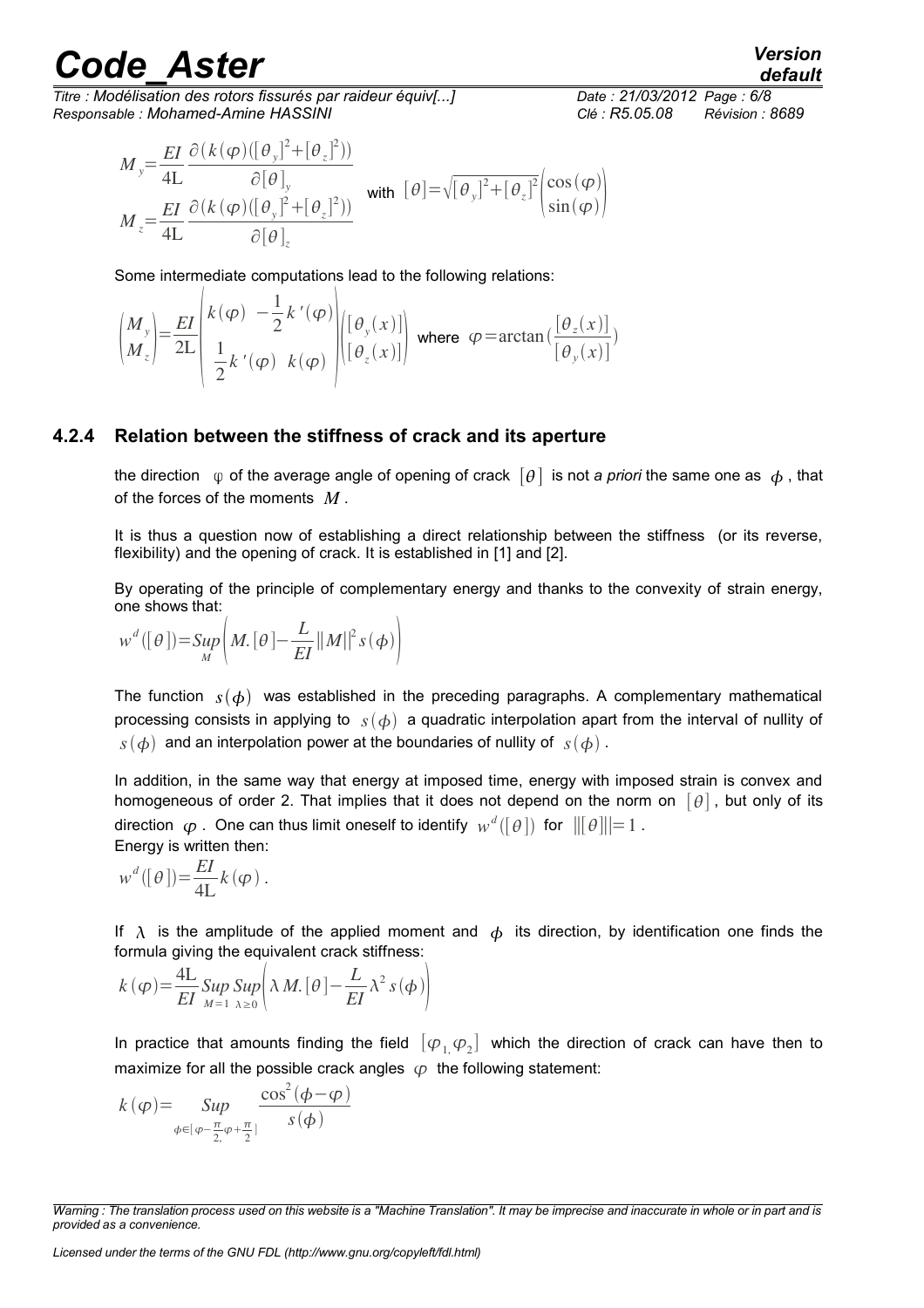$$M_y = \frac{EI}{4\mathrm{L}} \frac{\partial (k(\varphi)([\theta_y]^2 + [\theta_z]^2))}{\partial [\theta]_y} \quad \text{with} \quad [\theta] = \sqrt{[\theta_y]^2 + [\theta_z]^2} \begin{pmatrix} \cos(\varphi) \\ \sin(\varphi) \end{pmatrix}$$

$$M_z = \frac{EI}{4\mathrm{L}} \frac{\partial (k(\varphi)([\theta_y]^2 + [\theta_z]^2))}{\partial [\theta]_z}$$

Some intermediate computations lead to the following relations:

$$\begin{pmatrix} M_y \\ M_z \end{pmatrix} = \frac{EI}{2\mathrm{L}} \begin{pmatrix} k(\varphi) & -\frac{1}{2} k'(\varphi) \\ \frac{1}{2} k'(\varphi) & k(\varphi) \end{pmatrix} \begin{pmatrix} [\theta_y(x)] \\ [\theta_z(x)] \end{pmatrix} \quad \text{where} \quad \varphi = \arctan\left(\frac{[\theta_z(x)]}{[\theta_y(x)]}\right)$$

### 4.2.4 Relation between the stiffness of crack and its aperture

the direction $\varphi$ of the average angle of opening of crack $[\theta]$ is not *a priori* the same one as $\phi$, that of the forces of the moments $M$.

It is thus a question now of establishing a direct relationship between the stiffness (or its reverse, flexibility) and the opening of crack. It is established in [1] and [2].

By operating of the principle of complementary energy and thanks to the convexity of strain energy, one shows that:

$$w^d([\theta]) = \underset{M}{Sup}\left(M.[\theta] - \frac{L}{EI}\|M\|^2 s(\phi)\right)$$

The function $s(\phi)$ was established in the preceding paragraphs. A complementary mathematical processing consists in applying to $s(\phi)$ a quadratic interpolation apart from the interval of nullity of $s(\phi)$ and an interpolation power at the boundaries of nullity of $s(\phi)$.

In addition, in the same way that energy at imposed time, energy with imposed strain is convex and homogeneous of order 2. That implies that it does not depend on the norm on $[\theta]$, but only of its direction $\varphi$. One can thus limit oneself to identify $w^d([\theta])$ for $\|[\theta]\| = 1$.
Energy is written then:

$$w^d([\theta]) = \frac{EI}{4\mathrm{L}} k(\varphi).$$

If $\lambda$ is the amplitude of the applied moment and $\phi$ its direction, by identification one finds the formula giving the equivalent crack stiffness:

$$k(\varphi) = \frac{4\mathrm{L}}{EI} \underset{M=1}{Sup} \underset{\lambda \geq 0}{Sup} \left(\lambda M.[\theta] - \frac{L}{EI} \lambda^2 s(\phi)\right)$$

In practice that amounts finding the field $[\varphi_1, \varphi_2]$ which the direction of crack can have then to maximize for all the possible crack angles $\varphi$ the following statement:

$$k(\varphi) = \underset{\phi \in [\varphi - \frac{\pi}{2}, \varphi + \frac{\pi}{2}]}{Sup} \frac{\cos^2(\phi - \varphi)}{s(\phi)}$$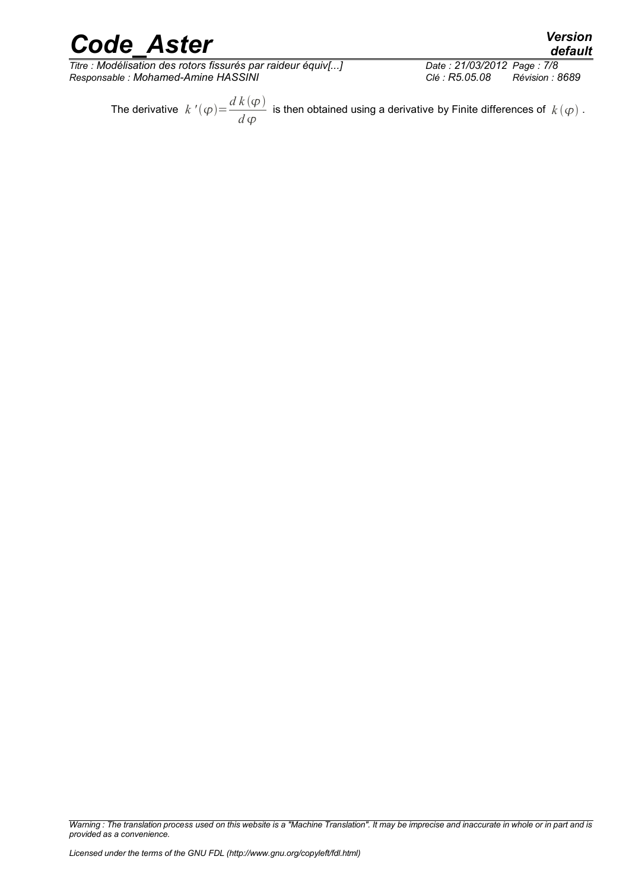The derivative $k'(\varphi)=\frac{d\,k(\varphi)}{d\,\varphi}$ is then obtained using a derivative by Finite differences of $k(\varphi)$.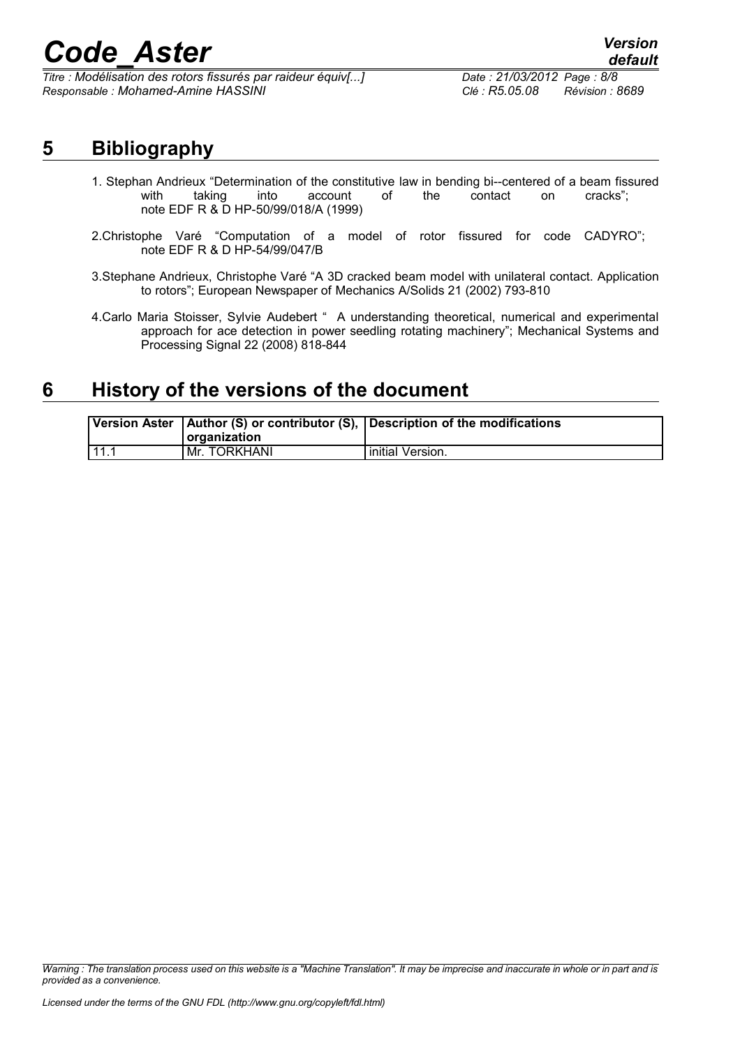# 5 Bibliography

1. Stephan Andrieux "Determination of the constitutive law in bending bi--centered of a beam fissured with taking into account of the contact on cracks"; note EDF R & D HP-50/99/018/A (1999)

2. Christophe Varé "Computation of a model of rotor fissured for code CADYRO"; note EDF R & D HP-54/99/047/B

3. Stephane Andrieux, Christophe Varé "A 3D cracked beam model with unilateral contact. Application to rotors"; European Newspaper of Mechanics A/Solids 21 (2002) 793-810

4. Carlo Maria Stoisser, Sylvie Audebert " A understanding theoretical, numerical and experimental approach for ace detection in power seedling rotating machinery"; Mechanical Systems and Processing Signal 22 (2008) 818-844

# 6 History of the versions of the document

| Version Aster | Author (S) or contributor (S), organization | Description of the modifications |
|---|---|---|
| 11.1 | Mr. TORKHANI | initial Version. |